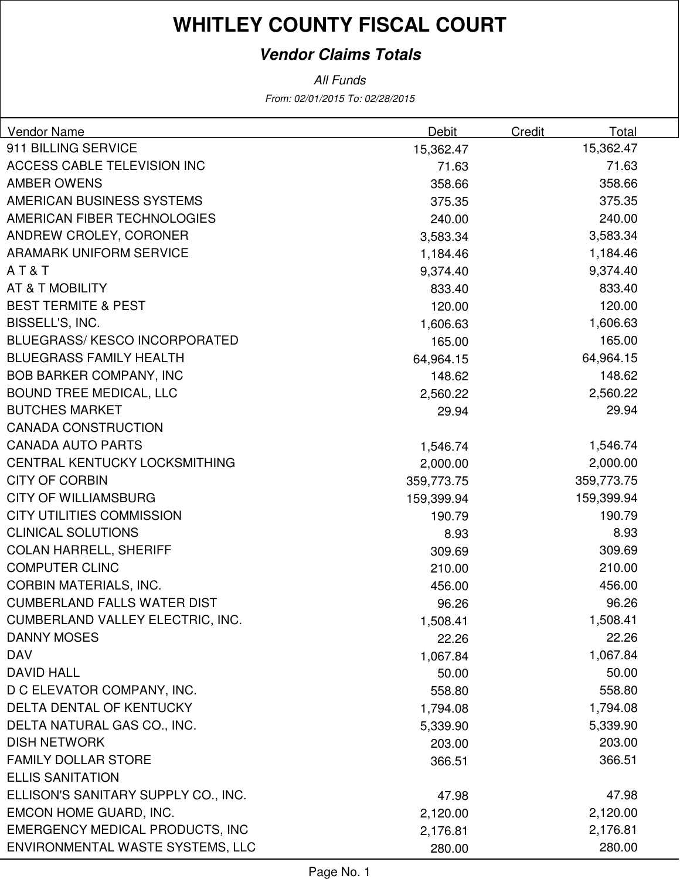# WHITLEY COUNTY FISCAL COURT

## *Vendor Claims Totals*

*All Funds*

*From: 02/01/2015 To: 02/28/2015*

| Vendor Name | Debit | Credit | Total |
|---|---|---|---|
| 911 BILLING SERVICE | 15,362.47 | | 15,362.47 |
| ACCESS CABLE TELEVISION INC | 71.63 | | 71.63 |
| AMBER OWENS | 358.66 | | 358.66 |
| AMERICAN BUSINESS SYSTEMS | 375.35 | | 375.35 |
| AMERICAN FIBER TECHNOLOGIES | 240.00 | | 240.00 |
| ANDREW CROLEY, CORONER | 3,583.34 | | 3,583.34 |
| ARAMARK UNIFORM SERVICE | 1,184.46 | | 1,184.46 |
| A T & T | 9,374.40 | | 9,374.40 |
| AT & T MOBILITY | 833.40 | | 833.40 |
| BEST TERMITE & PEST | 120.00 | | 120.00 |
| BISSELL'S, INC. | 1,606.63 | | 1,606.63 |
| BLUEGRASS/ KESCO INCORPORATED | 165.00 | | 165.00 |
| BLUEGRASS FAMILY HEALTH | 64,964.15 | | 64,964.15 |
| BOB BARKER COMPANY, INC | 148.62 | | 148.62 |
| BOUND TREE MEDICAL, LLC | 2,560.22 | | 2,560.22 |
| BUTCHES MARKET | 29.94 | | 29.94 |
| CANADA CONSTRUCTION | | | |
| CANADA AUTO PARTS | 1,546.74 | | 1,546.74 |
| CENTRAL KENTUCKY LOCKSMITHING | 2,000.00 | | 2,000.00 |
| CITY OF CORBIN | 359,773.75 | | 359,773.75 |
| CITY OF WILLIAMSBURG | 159,399.94 | | 159,399.94 |
| CITY UTILITIES COMMISSION | 190.79 | | 190.79 |
| CLINICAL SOLUTIONS | 8.93 | | 8.93 |
| COLAN HARRELL, SHERIFF | 309.69 | | 309.69 |
| COMPUTER CLINC | 210.00 | | 210.00 |
| CORBIN MATERIALS, INC. | 456.00 | | 456.00 |
| CUMBERLAND FALLS WATER DIST | 96.26 | | 96.26 |
| CUMBERLAND VALLEY ELECTRIC, INC. | 1,508.41 | | 1,508.41 |
| DANNY MOSES | 22.26 | | 22.26 |
| DAV | 1,067.84 | | 1,067.84 |
| DAVID HALL | 50.00 | | 50.00 |
| D C ELEVATOR COMPANY, INC. | 558.80 | | 558.80 |
| DELTA DENTAL OF KENTUCKY | 1,794.08 | | 1,794.08 |
| DELTA NATURAL GAS CO., INC. | 5,339.90 | | 5,339.90 |
| DISH NETWORK | 203.00 | | 203.00 |
| FAMILY DOLLAR STORE | 366.51 | | 366.51 |
| ELLIS SANITATION | | | |
| ELLISON'S SANITARY SUPPLY CO., INC. | 47.98 | | 47.98 |
| EMCON HOME GUARD, INC. | 2,120.00 | | 2,120.00 |
| EMERGENCY MEDICAL PRODUCTS, INC | 2,176.81 | | 2,176.81 |
| ENVIRONMENTAL WASTE SYSTEMS, LLC | 280.00 | | 280.00 |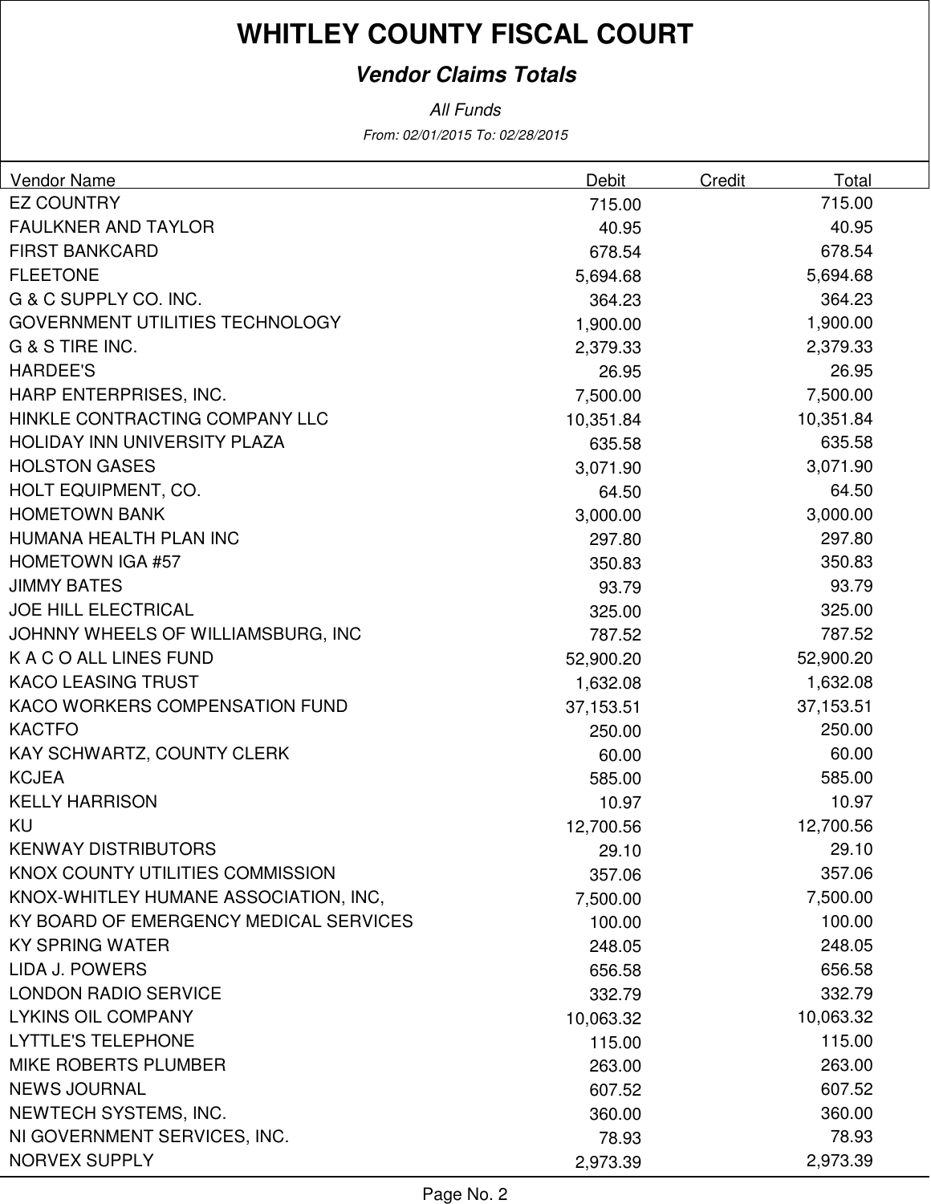# WHITLEY COUNTY FISCAL COURT

***Vendor Claims Totals***

*All Funds*

*From: 02/01/2015 To: 02/28/2015*

| Vendor Name | Debit | Credit | Total |
|---|---|---|---|
| EZ COUNTRY | 715.00 | | 715.00 |
| FAULKNER AND TAYLOR | 40.95 | | 40.95 |
| FIRST BANKCARD | 678.54 | | 678.54 |
| FLEETONE | 5,694.68 | | 5,694.68 |
| G & C SUPPLY CO. INC. | 364.23 | | 364.23 |
| GOVERNMENT UTILITIES TECHNOLOGY | 1,900.00 | | 1,900.00 |
| G & S TIRE INC. | 2,379.33 | | 2,379.33 |
| HARDEE'S | 26.95 | | 26.95 |
| HARP ENTERPRISES, INC. | 7,500.00 | | 7,500.00 |
| HINKLE CONTRACTING COMPANY LLC | 10,351.84 | | 10,351.84 |
| HOLIDAY INN UNIVERSITY PLAZA | 635.58 | | 635.58 |
| HOLSTON GASES | 3,071.90 | | 3,071.90 |
| HOLT EQUIPMENT, CO. | 64.50 | | 64.50 |
| HOMETOWN BANK | 3,000.00 | | 3,000.00 |
| HUMANA HEALTH PLAN INC | 297.80 | | 297.80 |
| HOMETOWN IGA #57 | 350.83 | | 350.83 |
| JIMMY BATES | 93.79 | | 93.79 |
| JOE HILL ELECTRICAL | 325.00 | | 325.00 |
| JOHNNY WHEELS OF WILLIAMSBURG, INC | 787.52 | | 787.52 |
| K A C O ALL LINES FUND | 52,900.20 | | 52,900.20 |
| KACO LEASING TRUST | 1,632.08 | | 1,632.08 |
| KACO WORKERS COMPENSATION FUND | 37,153.51 | | 37,153.51 |
| KACTFO | 250.00 | | 250.00 |
| KAY SCHWARTZ, COUNTY CLERK | 60.00 | | 60.00 |
| KCJEA | 585.00 | | 585.00 |
| KELLY HARRISON | 10.97 | | 10.97 |
| KU | 12,700.56 | | 12,700.56 |
| KENWAY DISTRIBUTORS | 29.10 | | 29.10 |
| KNOX COUNTY UTILITIES COMMISSION | 357.06 | | 357.06 |
| KNOX-WHITLEY HUMANE ASSOCIATION, INC, | 7,500.00 | | 7,500.00 |
| KY BOARD OF EMERGENCY MEDICAL SERVICES | 100.00 | | 100.00 |
| KY SPRING WATER | 248.05 | | 248.05 |
| LIDA J. POWERS | 656.58 | | 656.58 |
| LONDON RADIO SERVICE | 332.79 | | 332.79 |
| LYKINS OIL COMPANY | 10,063.32 | | 10,063.32 |
| LYTTLE'S TELEPHONE | 115.00 | | 115.00 |
| MIKE ROBERTS PLUMBER | 263.00 | | 263.00 |
| NEWS JOURNAL | 607.52 | | 607.52 |
| NEWTECH SYSTEMS, INC. | 360.00 | | 360.00 |
| NI GOVERNMENT SERVICES, INC. | 78.93 | | 78.93 |
| NORVEX SUPPLY | 2,973.39 | | 2,973.39 |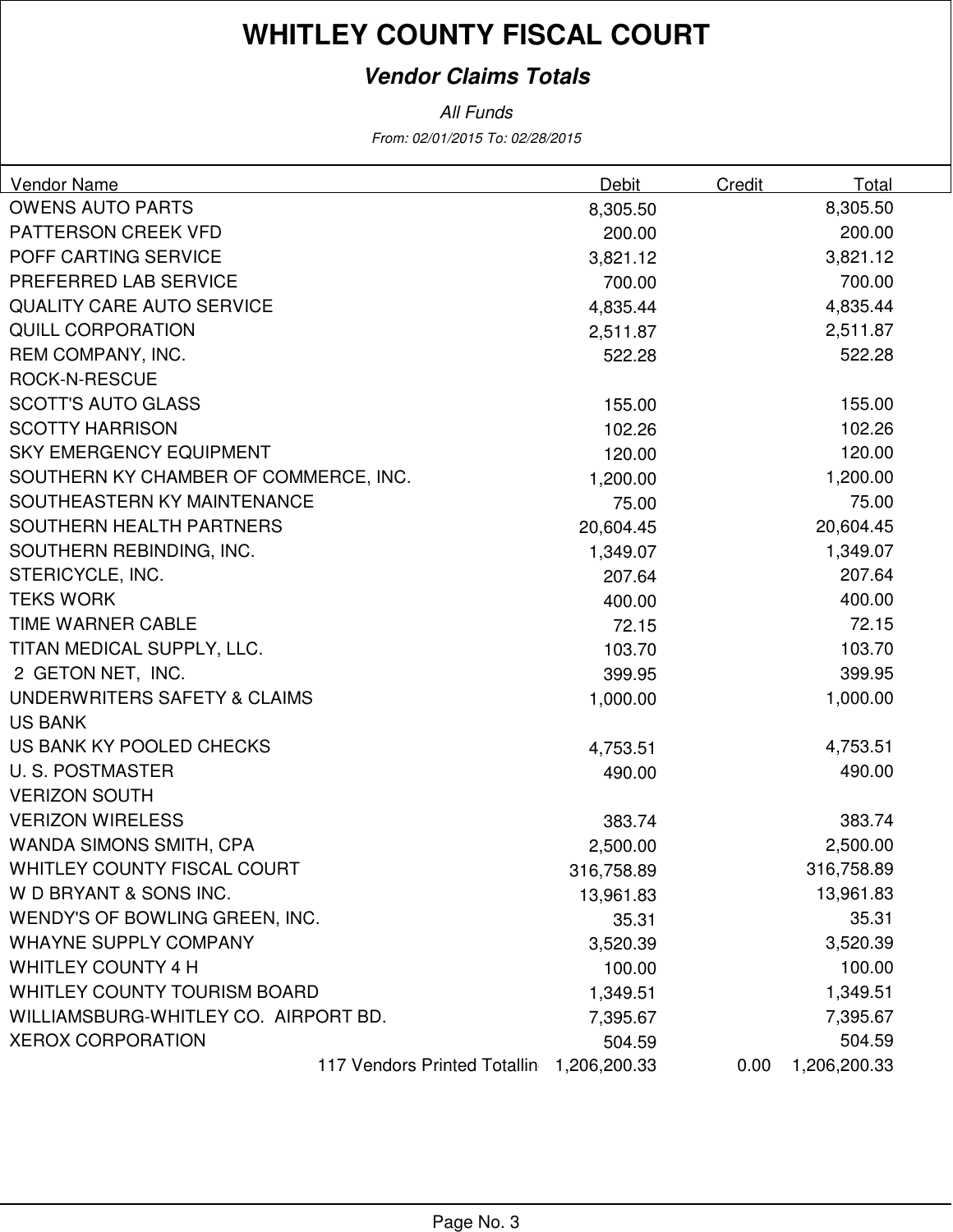# WHITLEY COUNTY FISCAL COURT

***Vendor Claims Totals***

*All Funds*

*From: 02/01/2015 To: 02/28/2015*

| Vendor Name | Debit | Credit | Total |
|---|---|---|---|
| OWENS AUTO PARTS | 8,305.50 | | 8,305.50 |
| PATTERSON CREEK VFD | 200.00 | | 200.00 |
| POFF CARTING SERVICE | 3,821.12 | | 3,821.12 |
| PREFERRED LAB SERVICE | 700.00 | | 700.00 |
| QUALITY CARE AUTO SERVICE | 4,835.44 | | 4,835.44 |
| QUILL CORPORATION | 2,511.87 | | 2,511.87 |
| REM COMPANY, INC. | 522.28 | | 522.28 |
| ROCK-N-RESCUE | | | |
| SCOTT'S AUTO GLASS | 155.00 | | 155.00 |
| SCOTTY HARRISON | 102.26 | | 102.26 |
| SKY EMERGENCY EQUIPMENT | 120.00 | | 120.00 |
| SOUTHERN KY CHAMBER OF COMMERCE, INC. | 1,200.00 | | 1,200.00 |
| SOUTHEASTERN KY MAINTENANCE | 75.00 | | 75.00 |
| SOUTHERN HEALTH PARTNERS | 20,604.45 | | 20,604.45 |
| SOUTHERN REBINDING, INC. | 1,349.07 | | 1,349.07 |
| STERICYCLE, INC. | 207.64 | | 207.64 |
| TEKS WORK | 400.00 | | 400.00 |
| TIME WARNER CABLE | 72.15 | | 72.15 |
| TITAN MEDICAL SUPPLY, LLC. | 103.70 | | 103.70 |
| 2 GETON NET, INC. | 399.95 | | 399.95 |
| UNDERWRITERS SAFETY & CLAIMS | 1,000.00 | | 1,000.00 |
| US BANK | | | |
| US BANK KY POOLED CHECKS | 4,753.51 | | 4,753.51 |
| U. S. POSTMASTER | 490.00 | | 490.00 |
| VERIZON SOUTH | | | |
| VERIZON WIRELESS | 383.74 | | 383.74 |
| WANDA SIMONS SMITH, CPA | 2,500.00 | | 2,500.00 |
| WHITLEY COUNTY FISCAL COURT | 316,758.89 | | 316,758.89 |
| W D BRYANT & SONS INC. | 13,961.83 | | 13,961.83 |
| WENDY'S OF BOWLING GREEN, INC. | 35.31 | | 35.31 |
| WHAYNE SUPPLY COMPANY | 3,520.39 | | 3,520.39 |
| WHITLEY COUNTY 4 H | 100.00 | | 100.00 |
| WHITLEY COUNTY TOURISM BOARD | 1,349.51 | | 1,349.51 |
| WILLIAMSBURG-WHITLEY CO. AIRPORT BD. | 7,395.67 | | 7,395.67 |
| XEROX CORPORATION | 504.59 | | 504.59 |
| 117 Vendors Printed Totallin | 1,206,200.33 | 0.00 | 1,206,200.33 |